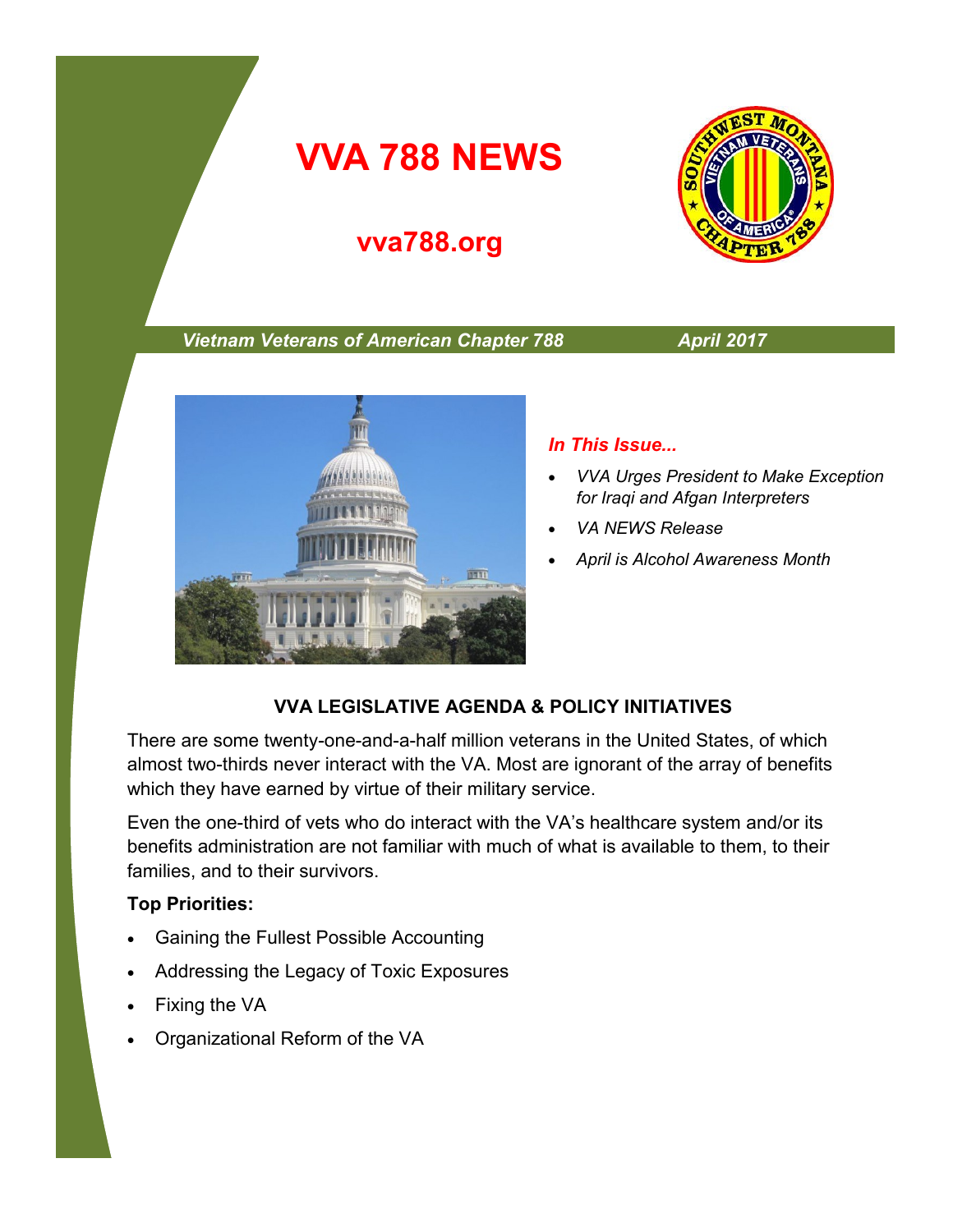# VVA 788 NEWS

## vva788.org

***Vietnam Veterans of American Chapter 788*** — ***April 2017***

***In This Issue...***

- *VVA Urges President to Make Exception for Iraqi and Afgan Interpreters*
- *VA NEWS Release*
- *April is Alcohol Awareness Month*

### VVA LEGISLATIVE AGENDA & POLICY INITIATIVES

There are some twenty-one-and-a-half million veterans in the United States, of which almost two-thirds never interact with the VA. Most are ignorant of the array of benefits which they have earned by virtue of their military service.

Even the one-third of vets who do interact with the VA's healthcare system and/or its benefits administration are not familiar with much of what is available to them, to their families, and to their survivors.

**Top Priorities:**

- Gaining the Fullest Possible Accounting
- Addressing the Legacy of Toxic Exposures
- Fixing the VA
- Organizational Reform of the VA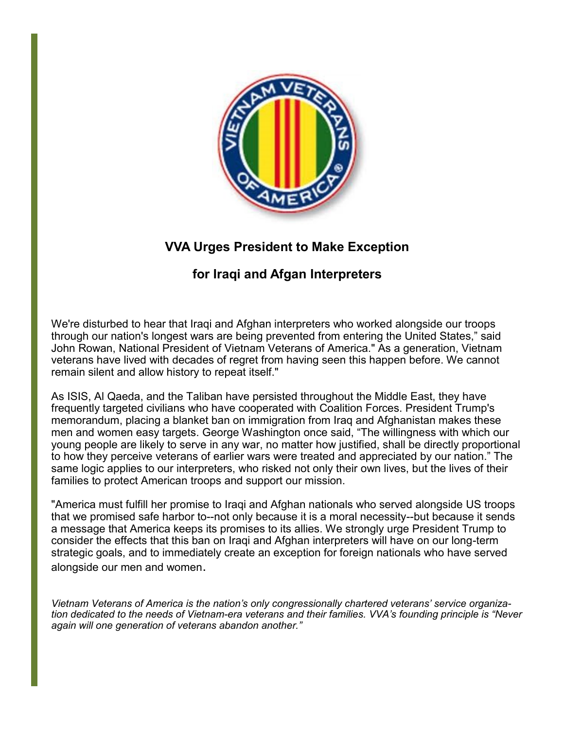## VVA Urges President to Make Exception

## for Iraqi and Afgan Interpreters

We're disturbed to hear that Iraqi and Afghan interpreters who worked alongside our troops through our nation's longest wars are being prevented from entering the United States," said John Rowan, National President of Vietnam Veterans of America." As a generation, Vietnam veterans have lived with decades of regret from having seen this happen before. We cannot remain silent and allow history to repeat itself."

As ISIS, Al Qaeda, and the Taliban have persisted throughout the Middle East, they have frequently targeted civilians who have cooperated with Coalition Forces. President Trump's memorandum, placing a blanket ban on immigration from Iraq and Afghanistan makes these men and women easy targets. George Washington once said, "The willingness with which our young people are likely to serve in any war, no matter how justified, shall be directly proportional to how they perceive veterans of earlier wars were treated and appreciated by our nation." The same logic applies to our interpreters, who risked not only their own lives, but the lives of their families to protect American troops and support our mission.

"America must fulfill her promise to Iraqi and Afghan nationals who served alongside US troops that we promised safe harbor to--not only because it is a moral necessity--but because it sends a message that America keeps its promises to its allies. We strongly urge President Trump to consider the effects that this ban on Iraqi and Afghan interpreters will have on our long-term strategic goals, and to immediately create an exception for foreign nationals who have served alongside our men and women.

*Vietnam Veterans of America is the nation's only congressionally chartered veterans' service organization dedicated to the needs of Vietnam-era veterans and their families. VVA's founding principle is "Never again will one generation of veterans abandon another."*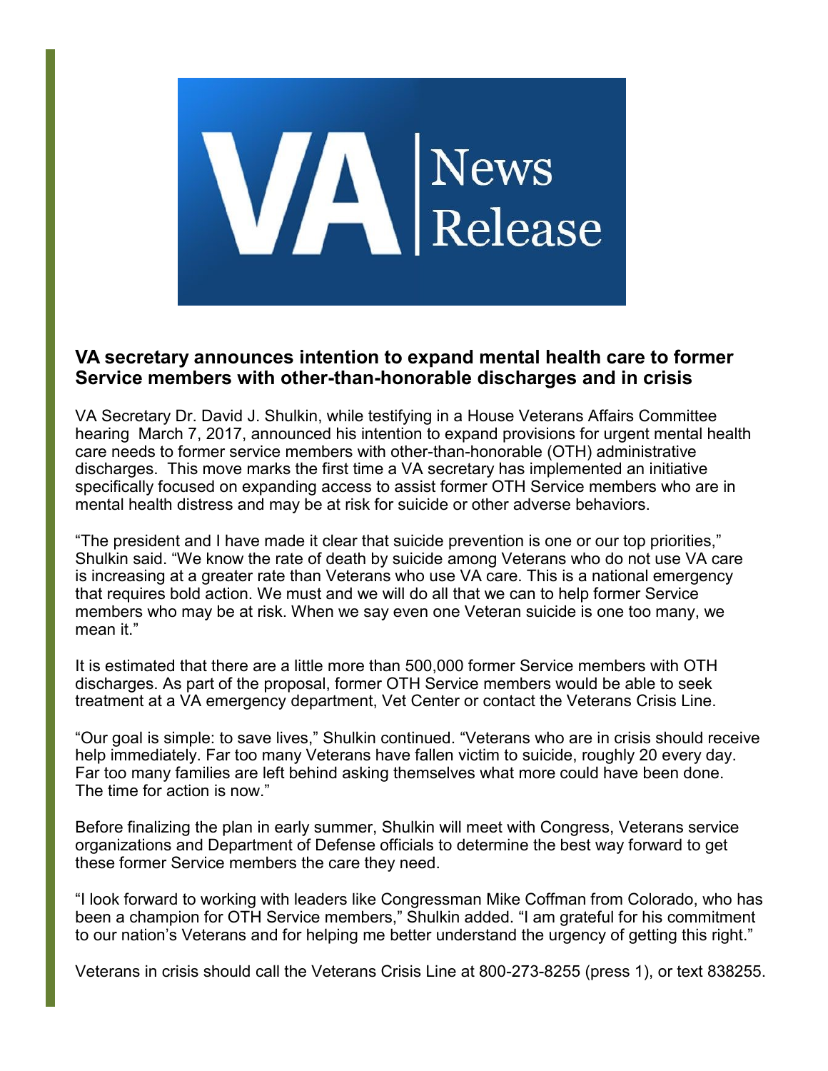VA | News Release

### VA secretary announces intention to expand mental health care to former Service members with other-than-honorable discharges and in crisis

VA Secretary Dr. David J. Shulkin, while testifying in a House Veterans Affairs Committee hearing March 7, 2017, announced his intention to expand provisions for urgent mental health care needs to former service members with other-than-honorable (OTH) administrative discharges. This move marks the first time a VA secretary has implemented an initiative specifically focused on expanding access to assist former OTH Service members who are in mental health distress and may be at risk for suicide or other adverse behaviors.

"The president and I have made it clear that suicide prevention is one or our top priorities," Shulkin said. "We know the rate of death by suicide among Veterans who do not use VA care is increasing at a greater rate than Veterans who use VA care. This is a national emergency that requires bold action. We must and we will do all that we can to help former Service members who may be at risk. When we say even one Veteran suicide is one too many, we mean it."

It is estimated that there are a little more than 500,000 former Service members with OTH discharges. As part of the proposal, former OTH Service members would be able to seek treatment at a VA emergency department, Vet Center or contact the Veterans Crisis Line.

"Our goal is simple: to save lives," Shulkin continued. "Veterans who are in crisis should receive help immediately. Far too many Veterans have fallen victim to suicide, roughly 20 every day. Far too many families are left behind asking themselves what more could have been done. The time for action is now."

Before finalizing the plan in early summer, Shulkin will meet with Congress, Veterans service organizations and Department of Defense officials to determine the best way forward to get these former Service members the care they need.

"I look forward to working with leaders like Congressman Mike Coffman from Colorado, who has been a champion for OTH Service members," Shulkin added. "I am grateful for his commitment to our nation's Veterans and for helping me better understand the urgency of getting this right."

Veterans in crisis should call the Veterans Crisis Line at 800-273-8255 (press 1), or text 838255.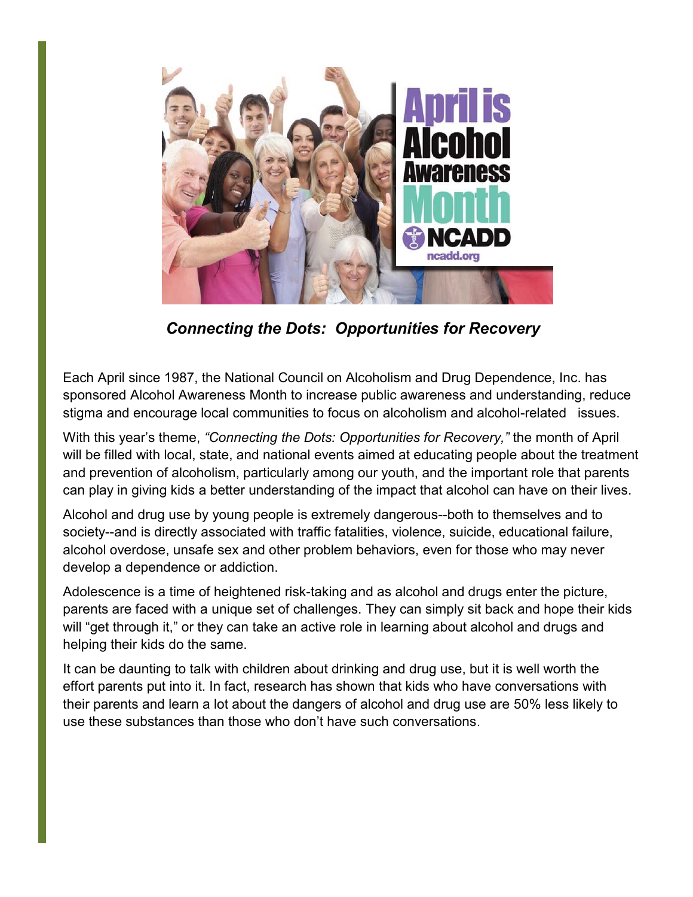*Connecting the Dots: Opportunities for Recovery*

Each April since 1987, the National Council on Alcoholism and Drug Dependence, Inc. has sponsored Alcohol Awareness Month to increase public awareness and understanding, reduce stigma and encourage local communities to focus on alcoholism and alcohol-related issues.

With this year's theme, *"Connecting the Dots: Opportunities for Recovery,"* the month of April will be filled with local, state, and national events aimed at educating people about the treatment and prevention of alcoholism, particularly among our youth, and the important role that parents can play in giving kids a better understanding of the impact that alcohol can have on their lives.

Alcohol and drug use by young people is extremely dangerous--both to themselves and to society--and is directly associated with traffic fatalities, violence, suicide, educational failure, alcohol overdose, unsafe sex and other problem behaviors, even for those who may never develop a dependence or addiction.

Adolescence is a time of heightened risk-taking and as alcohol and drugs enter the picture, parents are faced with a unique set of challenges. They can simply sit back and hope their kids will "get through it," or they can take an active role in learning about alcohol and drugs and helping their kids do the same.

It can be daunting to talk with children about drinking and drug use, but it is well worth the effort parents put into it. In fact, research has shown that kids who have conversations with their parents and learn a lot about the dangers of alcohol and drug use are 50% less likely to use these substances than those who don't have such conversations.